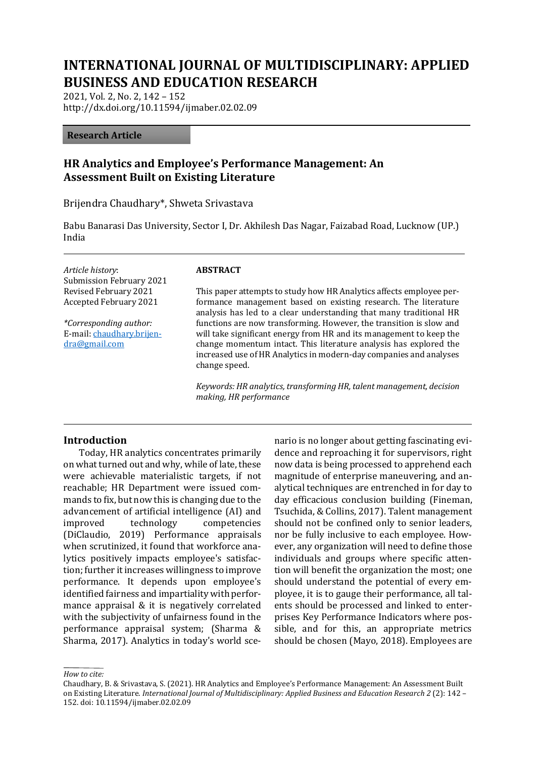# INTERNATIONAL JOURNAL OF MULTIDISCIPLINARY: APPLIED BUSINESS AND EDUCATION RESEARCH

2021, Vol. 2, No. 2, 142 – 152
http://dx.doi.org/10.11594/ijmaber.02.02.09

**Research Article**

## HR Analytics and Employee's Performance Management: An Assessment Built on Existing Literature

Brijendra Chaudhary*, Shweta Srivastava

Babu Banarasi Das University, Sector I, Dr. Akhilesh Das Nagar, Faizabad Road, Lucknow (UP.) India

*Article history*:
Submission February 2021
Revised February 2021
Accepted February 2021

**Corresponding author:*
E-mail: chaudhary.brijendra@gmail.com

### ABSTRACT

This paper attempts to study how HR Analytics affects employee performance management based on existing research. The literature analysis has led to a clear understanding that many traditional HR functions are now transforming. However, the transition is slow and will take significant energy from HR and its management to keep the change momentum intact. This literature analysis has explored the increased use of HR Analytics in modern-day companies and analyses change speed.

*Keywords: HR analytics, transforming HR, talent management, decision making, HR performance*

## Introduction

Today, HR analytics concentrates primarily on what turned out and why, while of late, these were achievable materialistic targets, if not reachable; HR Department were issued commands to fix, but now this is changing due to the advancement of artificial intelligence (AI) and improved technology competencies (DiClaudio, 2019) Performance appraisals when scrutinized, it found that workforce analytics positively impacts employee's satisfaction; further it increases willingness to improve performance. It depends upon employee's identified fairness and impartiality with performance appraisal & it is negatively correlated with the subjectivity of unfairness found in the performance appraisal system; (Sharma & Sharma, 2017). Analytics in today's world scenario is no longer about getting fascinating evidence and reproaching it for supervisors, right now data is being processed to apprehend each magnitude of enterprise maneuvering, and analytical techniques are entrenched in for day to day efficacious conclusion building (Fineman, Tsuchida, & Collins, 2017). Talent management should not be confined only to senior leaders, nor be fully inclusive to each employee. However, any organization will need to define those individuals and groups where specific attention will benefit the organization the most; one should understand the potential of every employee, it is to gauge their performance, all talents should be processed and linked to enterprises Key Performance Indicators where possible, and for this, an appropriate metrics should be chosen (Mayo, 2018). Employees are

*How to cite:*
Chaudhary, B. & Srivastava, S. (2021). HR Analytics and Employee's Performance Management: An Assessment Built on Existing Literature. *International Journal of Multidisciplinary: Applied Business and Education Research 2* (2): 142 – 152. doi: 10.11594/ijmaber.02.02.09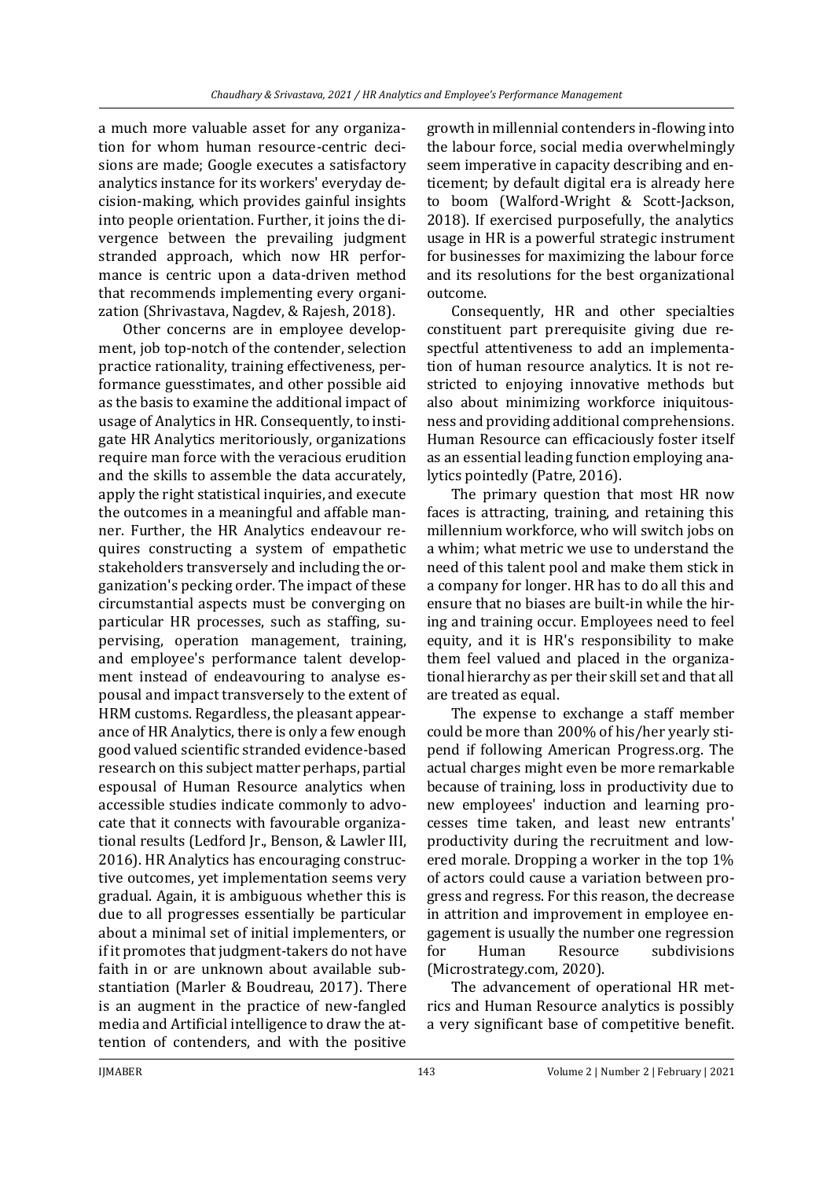a much more valuable asset for any organization for whom human resource-centric decisions are made; Google executes a satisfactory analytics instance for its workers' everyday decision-making, which provides gainful insights into people orientation. Further, it joins the divergence between the prevailing judgment stranded approach, which now HR performance is centric upon a data-driven method that recommends implementing every organization (Shrivastava, Nagdev, & Rajesh, 2018).

Other concerns are in employee development, job top-notch of the contender, selection practice rationality, training effectiveness, performance guesstimates, and other possible aid as the basis to examine the additional impact of usage of Analytics in HR. Consequently, to instigate HR Analytics meritoriously, organizations require man force with the veracious erudition and the skills to assemble the data accurately, apply the right statistical inquiries, and execute the outcomes in a meaningful and affable manner. Further, the HR Analytics endeavour requires constructing a system of empathetic stakeholders transversely and including the organization's pecking order. The impact of these circumstantial aspects must be converging on particular HR processes, such as staffing, supervising, operation management, training, and employee's performance talent development instead of endeavouring to analyse espousal and impact transversely to the extent of HRM customs. Regardless, the pleasant appearance of HR Analytics, there is only a few enough good valued scientific stranded evidence-based research on this subject matter perhaps, partial espousal of Human Resource analytics when accessible studies indicate commonly to advocate that it connects with favourable organizational results (Ledford Jr., Benson, & Lawler III, 2016). HR Analytics has encouraging constructive outcomes, yet implementation seems very gradual. Again, it is ambiguous whether this is due to all progresses essentially be particular about a minimal set of initial implementers, or if it promotes that judgment-takers do not have faith in or are unknown about available substantiation (Marler & Boudreau, 2017). There is an augment in the practice of new-fangled media and Artificial intelligence to draw the attention of contenders, and with the positive growth in millennial contenders in-flowing into the labour force, social media overwhelmingly seem imperative in capacity describing and enticement; by default digital era is already here to boom (Walford-Wright & Scott-Jackson, 2018). If exercised purposefully, the analytics usage in HR is a powerful strategic instrument for businesses for maximizing the labour force and its resolutions for the best organizational outcome.

Consequently, HR and other specialties constituent part prerequisite giving due respectful attentiveness to add an implementation of human resource analytics. It is not restricted to enjoying innovative methods but also about minimizing workforce iniquitousness and providing additional comprehensions. Human Resource can efficaciously foster itself as an essential leading function employing analytics pointedly (Patre, 2016).

The primary question that most HR now faces is attracting, training, and retaining this millennium workforce, who will switch jobs on a whim; what metric we use to understand the need of this talent pool and make them stick in a company for longer. HR has to do all this and ensure that no biases are built-in while the hiring and training occur. Employees need to feel equity, and it is HR's responsibility to make them feel valued and placed in the organizational hierarchy as per their skill set and that all are treated as equal.

The expense to exchange a staff member could be more than 200% of his/her yearly stipend if following American Progress.org. The actual charges might even be more remarkable because of training, loss in productivity due to new employees' induction and learning processes time taken, and least new entrants' productivity during the recruitment and lowered morale. Dropping a worker in the top 1% of actors could cause a variation between progress and regress. For this reason, the decrease in attrition and improvement in employee engagement is usually the number one regression for Human Resource subdivisions (Microstrategy.com, 2020).

The advancement of operational HR metrics and Human Resource analytics is possibly a very significant base of competitive benefit.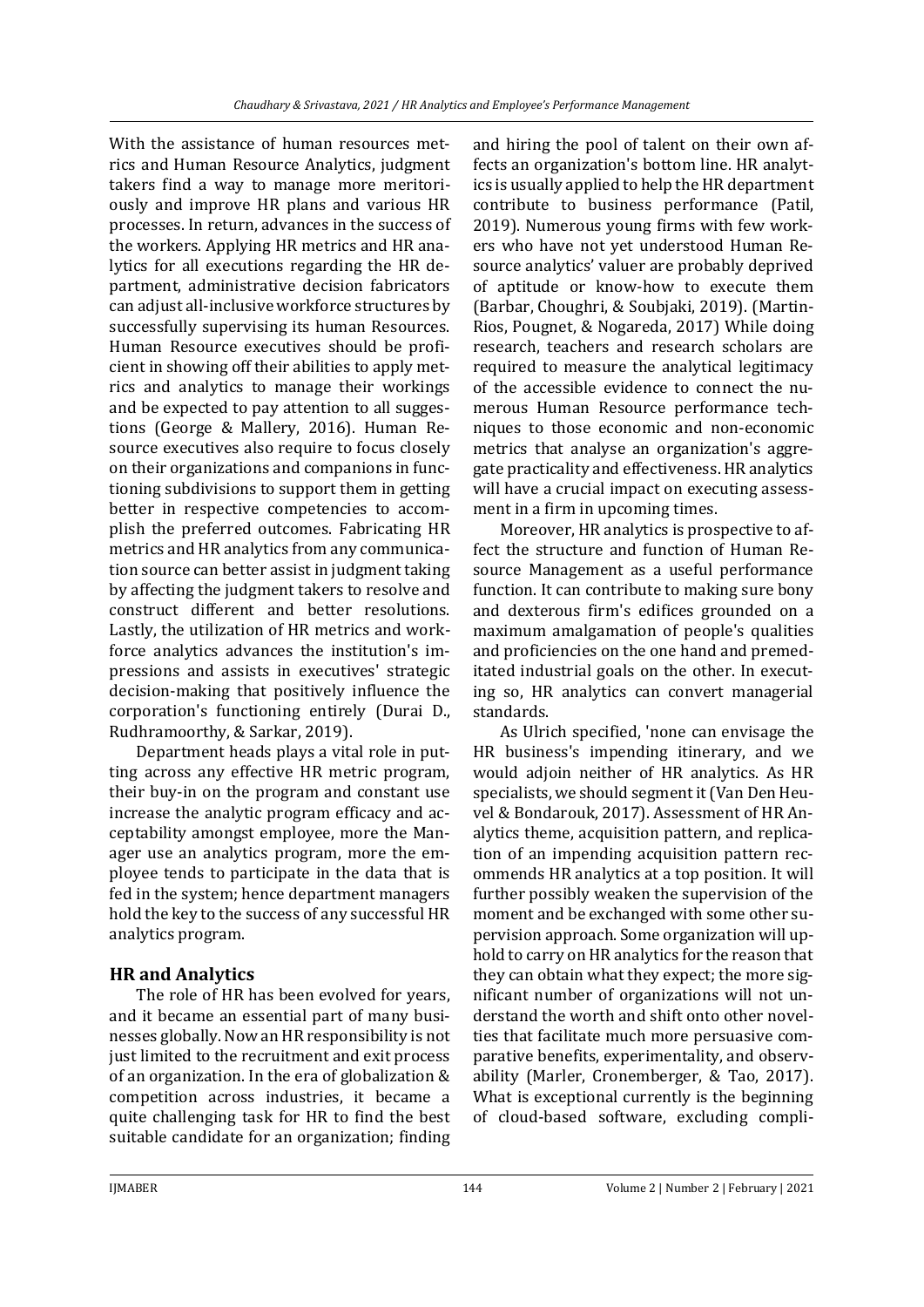With the assistance of human resources metrics and Human Resource Analytics, judgment takers find a way to manage more meritoriously and improve HR plans and various HR processes. In return, advances in the success of the workers. Applying HR metrics and HR analytics for all executions regarding the HR department, administrative decision fabricators can adjust all-inclusive workforce structures by successfully supervising its human Resources. Human Resource executives should be proficient in showing off their abilities to apply metrics and analytics to manage their workings and be expected to pay attention to all suggestions (George & Mallery, 2016). Human Resource executives also require to focus closely on their organizations and companions in functioning subdivisions to support them in getting better in respective competencies to accomplish the preferred outcomes. Fabricating HR metrics and HR analytics from any communication source can better assist in judgment taking by affecting the judgment takers to resolve and construct different and better resolutions. Lastly, the utilization of HR metrics and workforce analytics advances the institution's impressions and assists in executives' strategic decision-making that positively influence the corporation's functioning entirely (Durai D., Rudhramoorthy, & Sarkar, 2019).

Department heads plays a vital role in putting across any effective HR metric program, their buy-in on the program and constant use increase the analytic program efficacy and acceptability amongst employee, more the Manager use an analytics program, more the employee tends to participate in the data that is fed in the system; hence department managers hold the key to the success of any successful HR analytics program.

## HR and Analytics

The role of HR has been evolved for years, and it became an essential part of many businesses globally. Now an HR responsibility is not just limited to the recruitment and exit process of an organization. In the era of globalization & competition across industries, it became a quite challenging task for HR to find the best suitable candidate for an organization; finding and hiring the pool of talent on their own affects an organization's bottom line. HR analytics is usually applied to help the HR department contribute to business performance (Patil, 2019). Numerous young firms with few workers who have not yet understood Human Resource analytics' valuer are probably deprived of aptitude or know-how to execute them (Barbar, Choughri, & Soubjaki, 2019). (Martin-Rios, Pougnet, & Nogareda, 2017) While doing research, teachers and research scholars are required to measure the analytical legitimacy of the accessible evidence to connect the numerous Human Resource performance techniques to those economic and non-economic metrics that analyse an organization's aggregate practicality and effectiveness. HR analytics will have a crucial impact on executing assessment in a firm in upcoming times.

Moreover, HR analytics is prospective to affect the structure and function of Human Resource Management as a useful performance function. It can contribute to making sure bony and dexterous firm's edifices grounded on a maximum amalgamation of people's qualities and proficiencies on the one hand and premeditated industrial goals on the other. In executing so, HR analytics can convert managerial standards.

As Ulrich specified, 'none can envisage the HR business's impending itinerary, and we would adjoin neither of HR analytics. As HR specialists, we should segment it (Van Den Heuvel & Bondarouk, 2017). Assessment of HR Analytics theme, acquisition pattern, and replication of an impending acquisition pattern recommends HR analytics at a top position. It will further possibly weaken the supervision of the moment and be exchanged with some other supervision approach. Some organization will uphold to carry on HR analytics for the reason that they can obtain what they expect; the more significant number of organizations will not understand the worth and shift onto other novelties that facilitate much more persuasive comparative benefits, experimentality, and observability (Marler, Cronemberger, & Tao, 2017). What is exceptional currently is the beginning of cloud-based software, excluding compli-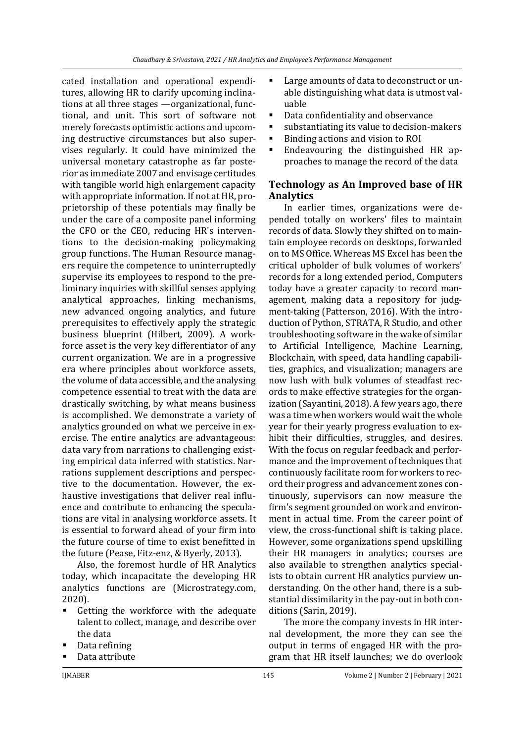cated installation and operational expenditures, allowing HR to clarify upcoming inclinations at all three stages —organizational, functional, and unit. This sort of software not merely forecasts optimistic actions and upcoming destructive circumstances but also supervises regularly. It could have minimized the universal monetary catastrophe as far posterior as immediate 2007 and envisage certitudes with tangible world high enlargement capacity with appropriate information. If not at HR, proprietorship of these potentials may finally be under the care of a composite panel informing the CFO or the CEO, reducing HR's interventions to the decision-making policymaking group functions. The Human Resource managers require the competence to uninterruptedly supervise its employees to respond to the preliminary inquiries with skillful senses applying analytical approaches, linking mechanisms, new advanced ongoing analytics, and future prerequisites to effectively apply the strategic business blueprint (Hilbert, 2009). A workforce asset is the very key differentiator of any current organization. We are in a progressive era where principles about workforce assets, the volume of data accessible, and the analysing competence essential to treat with the data are drastically switching, by what means business is accomplished. We demonstrate a variety of analytics grounded on what we perceive in exercise. The entire analytics are advantageous: data vary from narrations to challenging existing empirical data inferred with statistics. Narrations supplement descriptions and perspective to the documentation. However, the exhaustive investigations that deliver real influence and contribute to enhancing the speculations are vital in analysing workforce assets. It is essential to forward ahead of your firm into the future course of time to exist benefitted in the future (Pease, Fitz-enz, & Byerly, 2013).

Also, the foremost hurdle of HR Analytics today, which incapacitate the developing HR analytics functions are (Microstrategy.com, 2020).

- Getting the workforce with the adequate talent to collect, manage, and describe over the data
- Data refining
- Data attribute
- Large amounts of data to deconstruct or unable distinguishing what data is utmost valuable
- Data confidentiality and observance
- substantiating its value to decision-makers
- Binding actions and vision to ROI
- Endeavouring the distinguished HR approaches to manage the record of the data

## Technology as An Improved base of HR Analytics

In earlier times, organizations were depended totally on workers' files to maintain records of data. Slowly they shifted on to maintain employee records on desktops, forwarded on to MS Office. Whereas MS Excel has been the critical upholder of bulk volumes of workers' records for a long extended period, Computers today have a greater capacity to record management, making data a repository for judgment-taking (Patterson, 2016). With the introduction of Python, STRATA, R Studio, and other troubleshooting software in the wake of similar to Artificial Intelligence, Machine Learning, Blockchain, with speed, data handling capabilities, graphics, and visualization; managers are now lush with bulk volumes of steadfast records to make effective strategies for the organization (Sayantini, 2018). A few years ago, there was a time when workers would wait the whole year for their yearly progress evaluation to exhibit their difficulties, struggles, and desires. With the focus on regular feedback and performance and the improvement of techniques that continuously facilitate room for workers to record their progress and advancement zones continuously, supervisors can now measure the firm's segment grounded on work and environment in actual time. From the career point of view, the cross-functional shift is taking place. However, some organizations spend upskilling their HR managers in analytics; courses are also available to strengthen analytics specialists to obtain current HR analytics purview understanding. On the other hand, there is a substantial dissimilarity in the pay-out in both conditions (Sarin, 2019).

The more the company invests in HR internal development, the more they can see the output in terms of engaged HR with the program that HR itself launches; we do overlook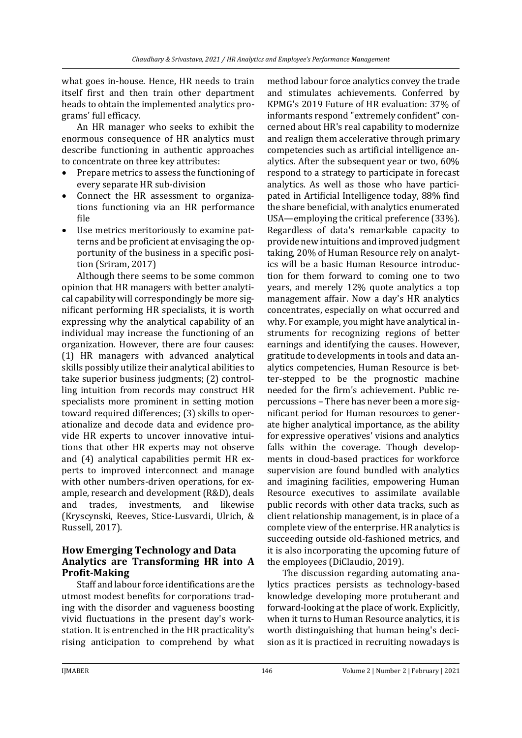what goes in-house. Hence, HR needs to train itself first and then train other department heads to obtain the implemented analytics programs' full efficacy.

An HR manager who seeks to exhibit the enormous consequence of HR analytics must describe functioning in authentic approaches to concentrate on three key attributes:

- Prepare metrics to assess the functioning of every separate HR sub-division
- Connect the HR assessment to organizations functioning via an HR performance file
- Use metrics meritoriously to examine patterns and be proficient at envisaging the opportunity of the business in a specific position (Sriram, 2017)

Although there seems to be some common opinion that HR managers with better analytical capability will correspondingly be more significant performing HR specialists, it is worth expressing why the analytical capability of an individual may increase the functioning of an organization. However, there are four causes: (1) HR managers with advanced analytical skills possibly utilize their analytical abilities to take superior business judgments; (2) controlling intuition from records may construct HR specialists more prominent in setting motion toward required differences; (3) skills to operationalize and decode data and evidence provide HR experts to uncover innovative intuitions that other HR experts may not observe and (4) analytical capabilities permit HR experts to improved interconnect and manage with other numbers-driven operations, for example, research and development (R&D), deals and trades, investments, and likewise (Kryscynski, Reeves, Stice-Lusvardi, Ulrich, & Russell, 2017).

## How Emerging Technology and Data Analytics are Transforming HR into A Profit-Making

Staff and labour force identifications are the utmost modest benefits for corporations trading with the disorder and vagueness boosting vivid fluctuations in the present day's workstation. It is entrenched in the HR practicality's rising anticipation to comprehend by what method labour force analytics convey the trade and stimulates achievements. Conferred by KPMG's 2019 Future of HR evaluation: 37% of informants respond "extremely confident" concerned about HR's real capability to modernize and realign them accelerative through primary competencies such as artificial intelligence analytics. After the subsequent year or two, 60% respond to a strategy to participate in forecast analytics. As well as those who have participated in Artificial Intelligence today, 88% find the share beneficial, with analytics enumerated USA—employing the critical preference (33%). Regardless of data's remarkable capacity to provide new intuitions and improved judgment taking, 20% of Human Resource rely on analytics will be a basic Human Resource introduction for them forward to coming one to two years, and merely 12% quote analytics a top management affair. Now a day's HR analytics concentrates, especially on what occurred and why. For example, you might have analytical instruments for recognizing regions of better earnings and identifying the causes. However, gratitude to developments in tools and data analytics competencies, Human Resource is better-stepped to be the prognostic machine needed for the firm's achievement. Public repercussions – There has never been a more significant period for Human resources to generate higher analytical importance, as the ability for expressive operatives' visions and analytics falls within the coverage. Though developments in cloud-based practices for workforce supervision are found bundled with analytics and imagining facilities, empowering Human Resource executives to assimilate available public records with other data tracks, such as client relationship management, is in place of a complete view of the enterprise. HR analytics is succeeding outside old-fashioned metrics, and it is also incorporating the upcoming future of the employees (DiClaudio, 2019).

The discussion regarding automating analytics practices persists as technology-based knowledge developing more protuberant and forward-looking at the place of work. Explicitly, when it turns to Human Resource analytics, it is worth distinguishing that human being's decision as it is practiced in recruiting nowadays is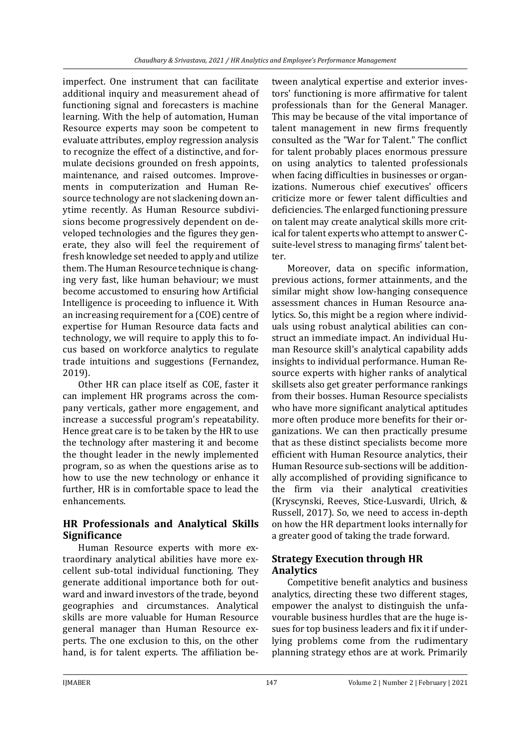imperfect. One instrument that can facilitate additional inquiry and measurement ahead of functioning signal and forecasters is machine learning. With the help of automation, Human Resource experts may soon be competent to evaluate attributes, employ regression analysis to recognize the effect of a distinctive, and formulate decisions grounded on fresh appoints, maintenance, and raised outcomes. Improvements in computerization and Human Resource technology are not slackening down anytime recently. As Human Resource subdivisions become progressively dependent on developed technologies and the figures they generate, they also will feel the requirement of fresh knowledge set needed to apply and utilize them. The Human Resource technique is changing very fast, like human behaviour; we must become accustomed to ensuring how Artificial Intelligence is proceeding to influence it. With an increasing requirement for a (COE) centre of expertise for Human Resource data facts and technology, we will require to apply this to focus based on workforce analytics to regulate trade intuitions and suggestions (Fernandez, 2019).

Other HR can place itself as COE, faster it can implement HR programs across the company verticals, gather more engagement, and increase a successful program's repeatability. Hence great care is to be taken by the HR to use the technology after mastering it and become the thought leader in the newly implemented program, so as when the questions arise as to how to use the new technology or enhance it further, HR is in comfortable space to lead the enhancements.

## HR Professionals and Analytical Skills Significance

Human Resource experts with more extraordinary analytical abilities have more excellent sub-total individual functioning. They generate additional importance both for outward and inward investors of the trade, beyond geographies and circumstances. Analytical skills are more valuable for Human Resource general manager than Human Resource experts. The one exclusion to this, on the other hand, is for talent experts. The affiliation between analytical expertise and exterior investors' functioning is more affirmative for talent professionals than for the General Manager. This may be because of the vital importance of talent management in new firms frequently consulted as the "War for Talent." The conflict for talent probably places enormous pressure on using analytics to talented professionals when facing difficulties in businesses or organizations. Numerous chief executives' officers criticize more or fewer talent difficulties and deficiencies. The enlarged functioning pressure on talent may create analytical skills more critical for talent experts who attempt to answer C-suite-level stress to managing firms' talent better.

Moreover, data on specific information, previous actions, former attainments, and the similar might show low-hanging consequence assessment chances in Human Resource analytics. So, this might be a region where individuals using robust analytical abilities can construct an immediate impact. An individual Human Resource skill's analytical capability adds insights to individual performance. Human Resource experts with higher ranks of analytical skillsets also get greater performance rankings from their bosses. Human Resource specialists who have more significant analytical aptitudes more often produce more benefits for their organizations. We can then practically presume that as these distinct specialists become more efficient with Human Resource analytics, their Human Resource sub-sections will be additionally accomplished of providing significance to the firm via their analytical creativities (Kryscynski, Reeves, Stice-Lusvardi, Ulrich, & Russell, 2017). So, we need to access in-depth on how the HR department looks internally for a greater good of taking the trade forward.

## Strategy Execution through HR Analytics

Competitive benefit analytics and business analytics, directing these two different stages, empower the analyst to distinguish the unfavourable business hurdles that are the huge issues for top business leaders and fix it if underlying problems come from the rudimentary planning strategy ethos are at work. Primarily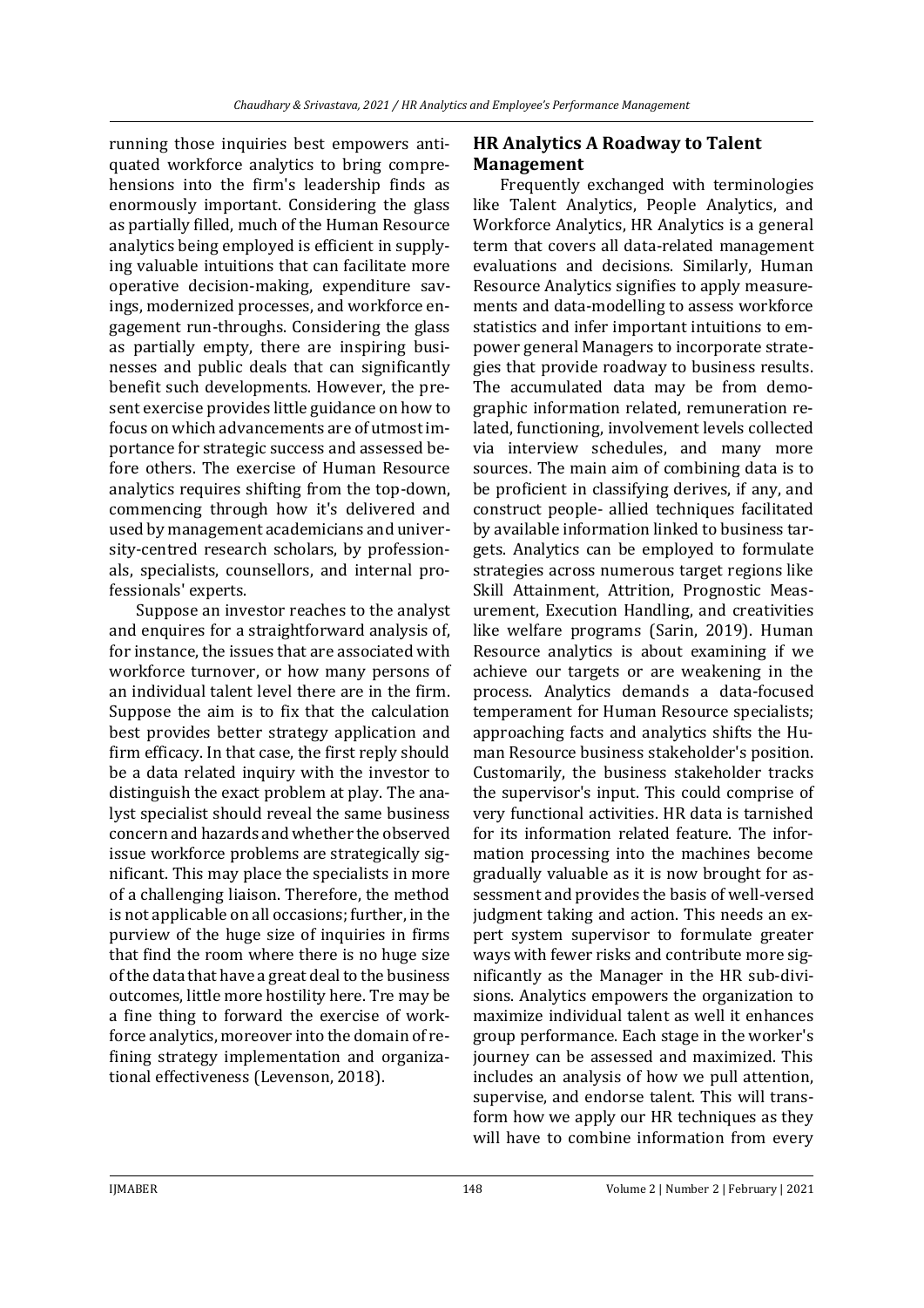running those inquiries best empowers antiquated workforce analytics to bring comprehensions into the firm's leadership finds as enormously important. Considering the glass as partially filled, much of the Human Resource analytics being employed is efficient in supplying valuable intuitions that can facilitate more operative decision-making, expenditure savings, modernized processes, and workforce engagement run-throughs. Considering the glass as partially empty, there are inspiring businesses and public deals that can significantly benefit such developments. However, the present exercise provides little guidance on how to focus on which advancements are of utmost importance for strategic success and assessed before others. The exercise of Human Resource analytics requires shifting from the top-down, commencing through how it's delivered and used by management academicians and university-centred research scholars, by professionals, specialists, counsellors, and internal professionals' experts.

Suppose an investor reaches to the analyst and enquires for a straightforward analysis of, for instance, the issues that are associated with workforce turnover, or how many persons of an individual talent level there are in the firm. Suppose the aim is to fix that the calculation best provides better strategy application and firm efficacy. In that case, the first reply should be a data related inquiry with the investor to distinguish the exact problem at play. The analyst specialist should reveal the same business concern and hazards and whether the observed issue workforce problems are strategically significant. This may place the specialists in more of a challenging liaison. Therefore, the method is not applicable on all occasions; further, in the purview of the huge size of inquiries in firms that find the room where there is no huge size of the data that have a great deal to the business outcomes, little more hostility here. Tre may be a fine thing to forward the exercise of workforce analytics, moreover into the domain of refining strategy implementation and organizational effectiveness (Levenson, 2018).

## HR Analytics A Roadway to Talent Management

Frequently exchanged with terminologies like Talent Analytics, People Analytics, and Workforce Analytics, HR Analytics is a general term that covers all data-related management evaluations and decisions. Similarly, Human Resource Analytics signifies to apply measurements and data-modelling to assess workforce statistics and infer important intuitions to empower general Managers to incorporate strategies that provide roadway to business results. The accumulated data may be from demographic information related, remuneration related, functioning, involvement levels collected via interview schedules, and many more sources. The main aim of combining data is to be proficient in classifying derives, if any, and construct people- allied techniques facilitated by available information linked to business targets. Analytics can be employed to formulate strategies across numerous target regions like Skill Attainment, Attrition, Prognostic Measurement, Execution Handling, and creativities like welfare programs (Sarin, 2019). Human Resource analytics is about examining if we achieve our targets or are weakening in the process. Analytics demands a data-focused temperament for Human Resource specialists; approaching facts and analytics shifts the Human Resource business stakeholder's position. Customarily, the business stakeholder tracks the supervisor's input. This could comprise of very functional activities. HR data is tarnished for its information related feature. The information processing into the machines become gradually valuable as it is now brought for assessment and provides the basis of well-versed judgment taking and action. This needs an expert system supervisor to formulate greater ways with fewer risks and contribute more significantly as the Manager in the HR sub-divisions. Analytics empowers the organization to maximize individual talent as well it enhances group performance. Each stage in the worker's journey can be assessed and maximized. This includes an analysis of how we pull attention, supervise, and endorse talent. This will transform how we apply our HR techniques as they will have to combine information from every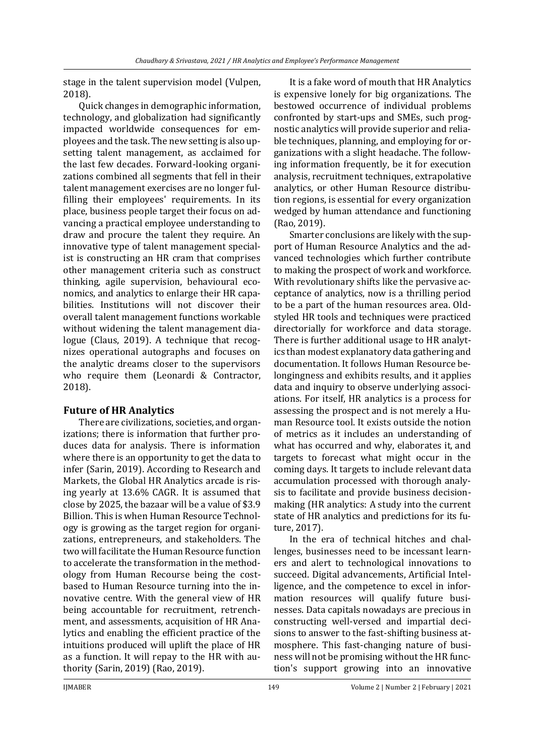stage in the talent supervision model (Vulpen, 2018).

Quick changes in demographic information, technology, and globalization had significantly impacted worldwide consequences for employees and the task. The new setting is also upsetting talent management, as acclaimed for the last few decades. Forward-looking organizations combined all segments that fell in their talent management exercises are no longer fulfilling their employees' requirements. In its place, business people target their focus on advancing a practical employee understanding to draw and procure the talent they require. An innovative type of talent management specialist is constructing an HR cram that comprises other management criteria such as construct thinking, agile supervision, behavioural economics, and analytics to enlarge their HR capabilities. Institutions will not discover their overall talent management functions workable without widening the talent management dialogue (Claus, 2019). A technique that recognizes operational autographs and focuses on the analytic dreams closer to the supervisors who require them (Leonardi & Contractor, 2018).

## Future of HR Analytics

There are civilizations, societies, and organizations; there is information that further produces data for analysis. There is information where there is an opportunity to get the data to infer (Sarin, 2019). According to Research and Markets, the Global HR Analytics arcade is rising yearly at 13.6% CAGR. It is assumed that close by 2025, the bazaar will be a value of $3.9 Billion. This is when Human Resource Technology is growing as the target region for organizations, entrepreneurs, and stakeholders. The two will facilitate the Human Resource function to accelerate the transformation in the methodology from Human Recourse being the cost-based to Human Resource turning into the innovative centre. With the general view of HR being accountable for recruitment, retrenchment, and assessments, acquisition of HR Analytics and enabling the efficient practice of the intuitions produced will uplift the place of HR as a function. It will repay to the HR with authority (Sarin, 2019) (Rao, 2019).

It is a fake word of mouth that HR Analytics is expensive lonely for big organizations. The bestowed occurrence of individual problems confronted by start-ups and SMEs, such prognostic analytics will provide superior and reliable techniques, planning, and employing for organizations with a slight headache. The following information frequently, be it for execution analysis, recruitment techniques, extrapolative analytics, or other Human Resource distribution regions, is essential for every organization wedged by human attendance and functioning (Rao, 2019).

Smarter conclusions are likely with the support of Human Resource Analytics and the advanced technologies which further contribute to making the prospect of work and workforce. With revolutionary shifts like the pervasive acceptance of analytics, now is a thrilling period to be a part of the human resources area. Old-styled HR tools and techniques were practiced directorially for workforce and data storage. There is further additional usage to HR analytics than modest explanatory data gathering and documentation. It follows Human Resource belongingness and exhibits results, and it applies data and inquiry to observe underlying associations. For itself, HR analytics is a process for assessing the prospect and is not merely a Human Resource tool. It exists outside the notion of metrics as it includes an understanding of what has occurred and why, elaborates it, and targets to forecast what might occur in the coming days. It targets to include relevant data accumulation processed with thorough analysis to facilitate and provide business decision-making (HR analytics: A study into the current state of HR analytics and predictions for its future, 2017).

In the era of technical hitches and challenges, businesses need to be incessant learners and alert to technological innovations to succeed. Digital advancements, Artificial Intelligence, and the competence to excel in information resources will qualify future businesses. Data capitals nowadays are precious in constructing well-versed and impartial decisions to answer to the fast-shifting business atmosphere. This fast-changing nature of business will not be promising without the HR function's support growing into an innovative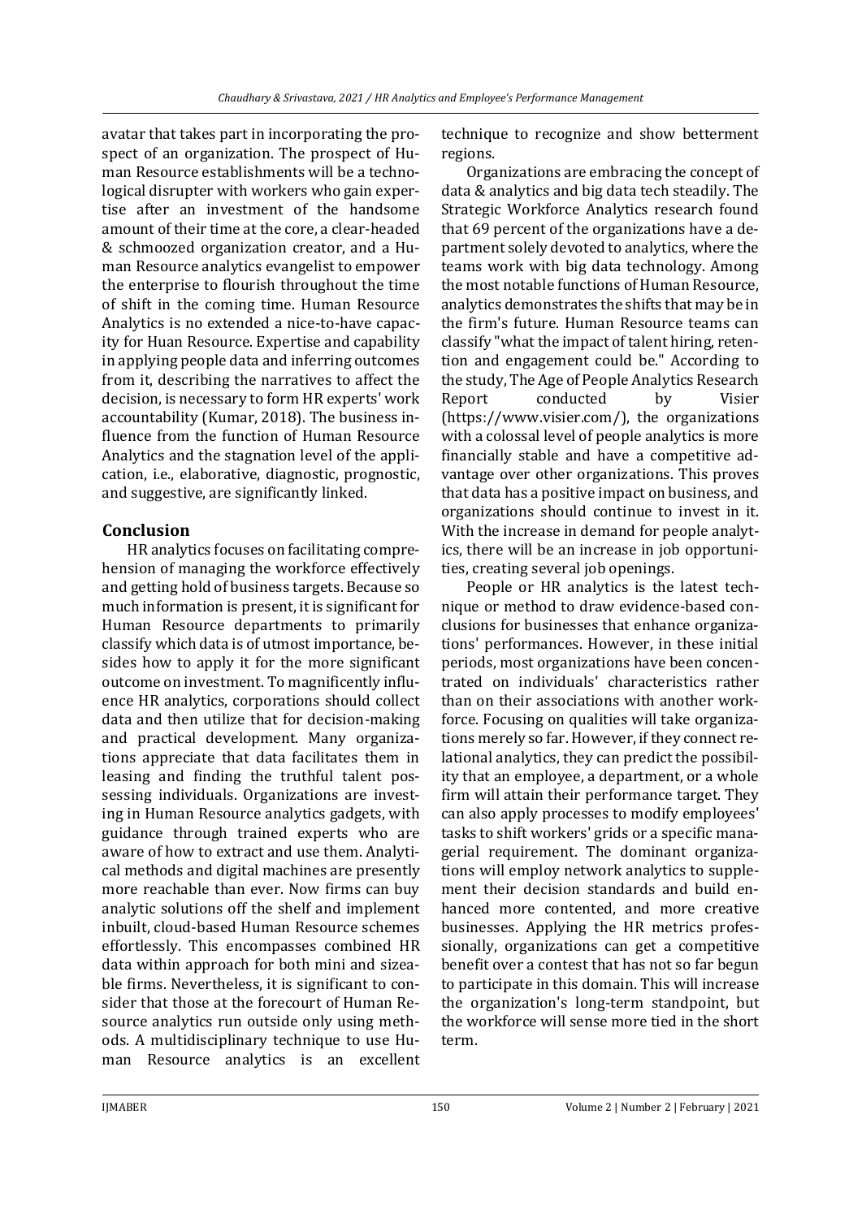avatar that takes part in incorporating the prospect of an organization. The prospect of Human Resource establishments will be a technological disrupter with workers who gain expertise after an investment of the handsome amount of their time at the core, a clear-headed & schmoozed organization creator, and a Human Resource analytics evangelist to empower the enterprise to flourish throughout the time of shift in the coming time. Human Resource Analytics is no extended a nice-to-have capacity for Huan Resource. Expertise and capability in applying people data and inferring outcomes from it, describing the narratives to affect the decision, is necessary to form HR experts' work accountability (Kumar, 2018). The business influence from the function of Human Resource Analytics and the stagnation level of the application, i.e., elaborative, diagnostic, prognostic, and suggestive, are significantly linked.

## Conclusion

HR analytics focuses on facilitating comprehension of managing the workforce effectively and getting hold of business targets. Because so much information is present, it is significant for Human Resource departments to primarily classify which data is of utmost importance, besides how to apply it for the more significant outcome on investment. To magnificently influence HR analytics, corporations should collect data and then utilize that for decision-making and practical development. Many organizations appreciate that data facilitates them in leasing and finding the truthful talent possessing individuals. Organizations are investing in Human Resource analytics gadgets, with guidance through trained experts who are aware of how to extract and use them. Analytical methods and digital machines are presently more reachable than ever. Now firms can buy analytic solutions off the shelf and implement inbuilt, cloud-based Human Resource schemes effortlessly. This encompasses combined HR data within approach for both mini and sizeable firms. Nevertheless, it is significant to consider that those at the forecourt of Human Resource analytics run outside only using methods. A multidisciplinary technique to use Human Resource analytics is an excellent technique to recognize and show betterment regions.

Organizations are embracing the concept of data & analytics and big data tech steadily. The Strategic Workforce Analytics research found that 69 percent of the organizations have a department solely devoted to analytics, where the teams work with big data technology. Among the most notable functions of Human Resource, analytics demonstrates the shifts that may be in the firm's future. Human Resource teams can classify "what the impact of talent hiring, retention and engagement could be." According to the study, The Age of People Analytics Research Report conducted by Visier (https://www.visier.com/), the organizations with a colossal level of people analytics is more financially stable and have a competitive advantage over other organizations. This proves that data has a positive impact on business, and organizations should continue to invest in it. With the increase in demand for people analytics, there will be an increase in job opportunities, creating several job openings.

People or HR analytics is the latest technique or method to draw evidence-based conclusions for businesses that enhance organizations' performances. However, in these initial periods, most organizations have been concentrated on individuals' characteristics rather than on their associations with another workforce. Focusing on qualities will take organizations merely so far. However, if they connect relational analytics, they can predict the possibility that an employee, a department, or a whole firm will attain their performance target. They can also apply processes to modify employees' tasks to shift workers' grids or a specific managerial requirement. The dominant organizations will employ network analytics to supplement their decision standards and build enhanced more contented, and more creative businesses. Applying the HR metrics professionally, organizations can get a competitive benefit over a contest that has not so far begun to participate in this domain. This will increase the organization's long-term standpoint, but the workforce will sense more tied in the short term.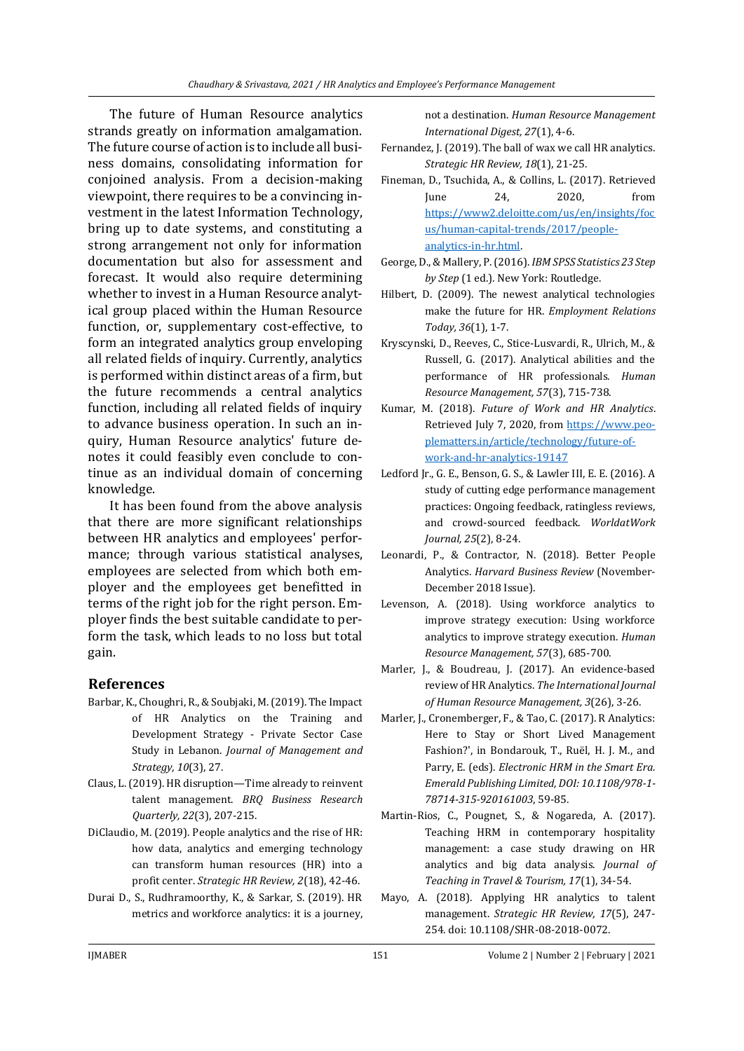The future of Human Resource analytics strands greatly on information amalgamation. The future course of action is to include all business domains, consolidating information for conjoined analysis. From a decision-making viewpoint, there requires to be a convincing investment in the latest Information Technology, bring up to date systems, and constituting a strong arrangement not only for information documentation but also for assessment and forecast. It would also require determining whether to invest in a Human Resource analytical group placed within the Human Resource function, or, supplementary cost-effective, to form an integrated analytics group enveloping all related fields of inquiry. Currently, analytics is performed within distinct areas of a firm, but the future recommends a central analytics function, including all related fields of inquiry to advance business operation. In such an inquiry, Human Resource analytics' future denotes it could feasibly even conclude to continue as an individual domain of concerning knowledge.

It has been found from the above analysis that there are more significant relationships between HR analytics and employees' performance; through various statistical analyses, employees are selected from which both employer and the employees get benefitted in terms of the right job for the right person. Employer finds the best suitable candidate to perform the task, which leads to no loss but total gain.

## References

Barbar, K., Choughri, R., & Soubjaki, M. (2019). The Impact of HR Analytics on the Training and Development Strategy - Private Sector Case Study in Lebanon. *Journal of Management and Strategy, 10*(3), 27.

Claus, L. (2019). HR disruption—Time already to reinvent talent management. *BRQ Business Research Quarterly, 22*(3), 207-215.

DiClaudio, M. (2019). People analytics and the rise of HR: how data, analytics and emerging technology can transform human resources (HR) into a profit center. *Strategic HR Review, 2*(18), 42-46.

Durai D., S., Rudhramoorthy, K., & Sarkar, S. (2019). HR metrics and workforce analytics: it is a journey, not a destination. *Human Resource Management International Digest, 27*(1), 4-6.

Fernandez, J. (2019). The ball of wax we call HR analytics. *Strategic HR Review, 18*(1), 21-25.

Fineman, D., Tsuchida, A., & Collins, L. (2017). Retrieved June 24, 2020, from https://www2.deloitte.com/us/en/insights/focus/human-capital-trends/2017/people-analytics-in-hr.html.

George, D., & Mallery, P. (2016). *IBM SPSS Statistics 23 Step by Step* (1 ed.). New York: Routledge.

Hilbert, D. (2009). The newest analytical technologies make the future for HR. *Employment Relations Today, 36*(1), 1-7.

Kryscynski, D., Reeves, C., Stice-Lusvardi, R., Ulrich, M., & Russell, G. (2017). Analytical abilities and the performance of HR professionals. *Human Resource Management, 57*(3), 715-738.

Kumar, M. (2018). *Future of Work and HR Analytics*. Retrieved July 7, 2020, from https://www.peoplematters.in/article/technology/future-of-work-and-hr-analytics-19147

Ledford Jr., G. E., Benson, G. S., & Lawler III, E. E. (2016). A study of cutting edge performance management practices: Ongoing feedback, ratingless reviews, and crowd-sourced feedback. *WorldatWork Journal, 25*(2), 8-24.

Leonardi, P., & Contractor, N. (2018). Better People Analytics. *Harvard Business Review* (November-December 2018 Issue).

Levenson, A. (2018). Using workforce analytics to improve strategy execution: Using workforce analytics to improve strategy execution. *Human Resource Management, 57*(3), 685-700.

Marler, J., & Boudreau, J. (2017). An evidence-based review of HR Analytics. *The International Journal of Human Resource Management, 3*(26), 3-26.

Marler, J., Cronemberger, F., & Tao, C. (2017). R Analytics: Here to Stay or Short Lived Management Fashion?', in Bondarouk, T., Ruël, H. J. M., and Parry, E. (eds). *Electronic HRM in the Smart Era. Emerald Publishing Limited, DOI: 10.1108/978-1-78714-315-920161003*, 59-85.

Martin-Rios, C., Pougnet, S., & Nogareda, A. (2017). Teaching HRM in contemporary hospitality management: a case study drawing on HR analytics and big data analysis. *Journal of Teaching in Travel & Tourism, 17*(1), 34-54.

Mayo, A. (2018). Applying HR analytics to talent management. *Strategic HR Review, 17*(5), 247-254. doi: 10.1108/SHR-08-2018-0072.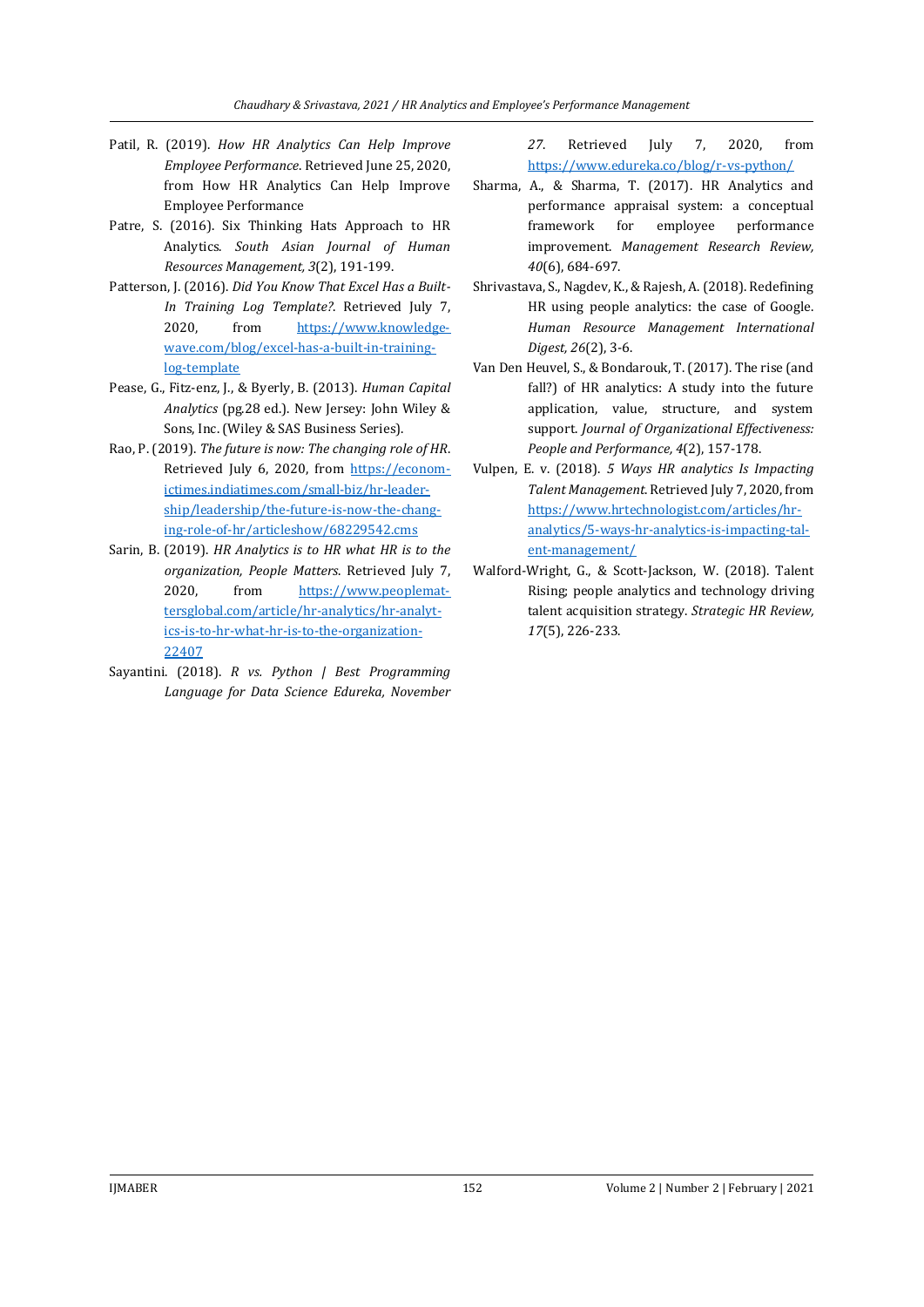Patil, R. (2019). *How HR Analytics Can Help Improve Employee Performance.* Retrieved June 25, 2020, from How HR Analytics Can Help Improve Employee Performance

Patre, S. (2016). Six Thinking Hats Approach to HR Analytics. *South Asian Journal of Human Resources Management, 3*(2), 191-199.

Patterson, J. (2016). *Did You Know That Excel Has a Built-In Training Log Template?.* Retrieved July 7, 2020, from https://www.knowledge-wave.com/blog/excel-has-a-built-in-training-log-template

Pease, G., Fitz-enz, J., & Byerly, B. (2013). *Human Capital Analytics* (pg.28 ed.). New Jersey: John Wiley & Sons, Inc. (Wiley & SAS Business Series).

Rao, P. (2019). *The future is now: The changing role of HR.* Retrieved July 6, 2020, from https://economictimes.indiatimes.com/small-biz/hr-leadership/leadership/the-future-is-now-the-changing-role-of-hr/articleshow/68229542.cms

Sarin, B. (2019). *HR Analytics is to HR what HR is to the organization, People Matters.* Retrieved July 7, 2020, from https://www.peoplemattersglobal.com/article/hr-analytics/hr-analytics-is-to-hr-what-hr-is-to-the-organization-22407

Sayantini. (2018). *R vs. Python | Best Programming Language for Data Science Edureka, November 27.* Retrieved July 7, 2020, from https://www.edureka.co/blog/r-vs-python/

Sharma, A., & Sharma, T. (2017). HR Analytics and performance appraisal system: a conceptual framework for employee performance improvement. *Management Research Review, 40*(6), 684-697.

Shrivastava, S., Nagdev, K., & Rajesh, A. (2018). Redefining HR using people analytics: the case of Google. *Human Resource Management International Digest, 26*(2), 3-6.

Van Den Heuvel, S., & Bondarouk, T. (2017). The rise (and fall?) of HR analytics: A study into the future application, value, structure, and system support. *Journal of Organizational Effectiveness: People and Performance, 4*(2), 157-178.

Vulpen, E. v. (2018). *5 Ways HR analytics Is Impacting Talent Management.* Retrieved July 7, 2020, from https://www.hrtechnologist.com/articles/hr-analytics/5-ways-hr-analytics-is-impacting-talent-management/

Walford-Wright, G., & Scott-Jackson, W. (2018). Talent Rising; people analytics and technology driving talent acquisition strategy. *Strategic HR Review, 17*(5), 226-233.